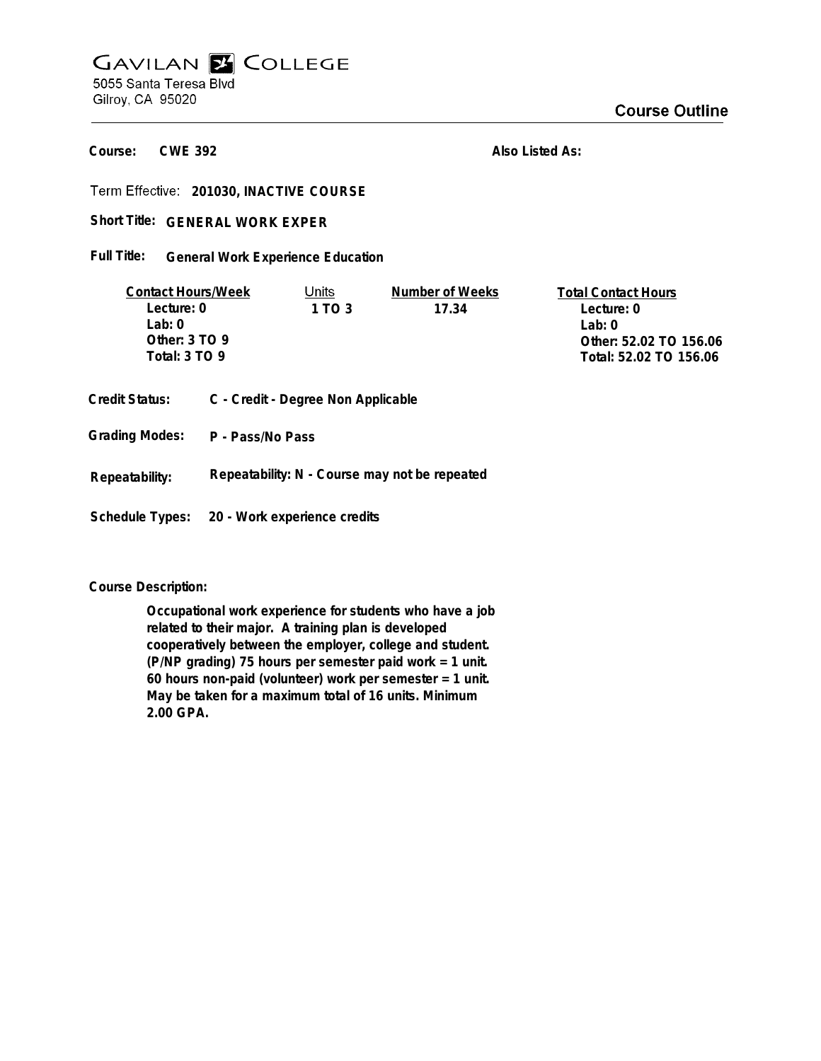# GAVILAN COLLEGE

5055 Santa Teresa Blvd
Gilroy, CA 95020

## Course Outline

**Course:** CWE 392

**Also Listed As:**

**Term Effective:** 201030, INACTIVE COURSE

**Short Title:** GENERAL WORK EXPER

**Full Title:** General Work Experience Education

| Contact Hours/Week | Units | Number of Weeks | Total Contact Hours |
|---|---|---|---|
| Lecture: 0 | 1 TO 3 | 17.34 | Lecture: 0 |
| Lab: 0 | | | Lab: 0 |
| Other: 3 TO 9 | | | Other: 52.02 TO 156.06 |
| Total: 3 TO 9 | | | Total: 52.02 TO 156.06 |

**Credit Status:** C - Credit - Degree Non Applicable

**Grading Modes:** P - Pass/No Pass

**Repeatability:** Repeatability: N - Course may not be repeated

**Schedule Types:** 20 - Work experience credits

**Course Description:**

Occupational work experience for students who have a job related to their major. A training plan is developed cooperatively between the employer, college and student. (P/NP grading) 75 hours per semester paid work = 1 unit. 60 hours non-paid (volunteer) work per semester = 1 unit. May be taken for a maximum total of 16 units. Minimum 2.00 GPA.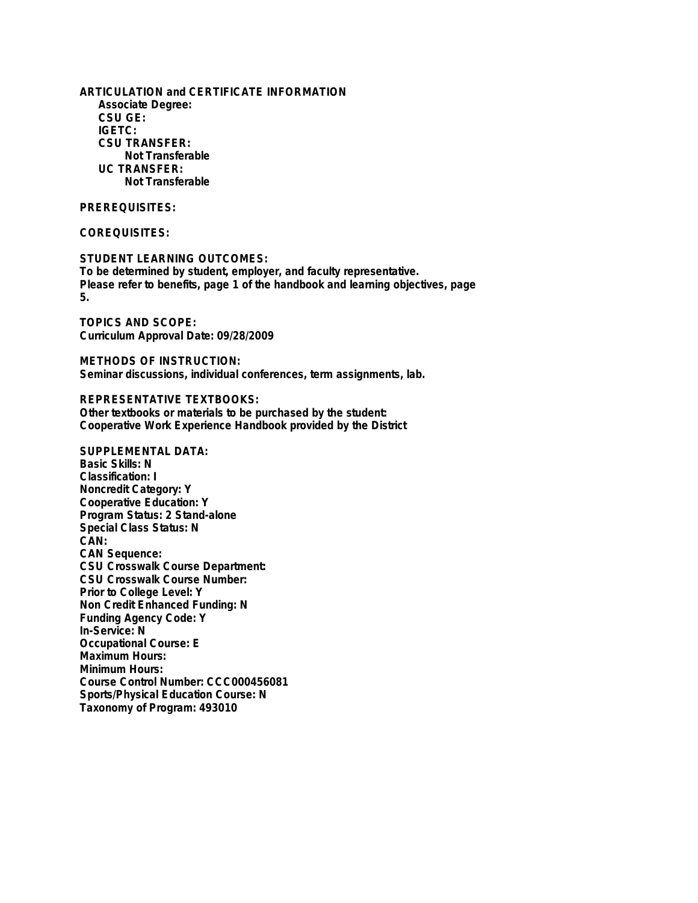**ARTICULATION and CERTIFICATE INFORMATION**

- **Associate Degree:**
- **CSU GE:**
- **IGETC:**
- **CSU TRANSFER:**
  - **Not Transferable**
- **UC TRANSFER:**
  - **Not Transferable**

**PREREQUISITES:**

**COREQUISITES:**

**STUDENT LEARNING OUTCOMES:**
**To be determined by student, employer, and faculty representative.**
**Please refer to benefits, page 1 of the handbook and learning objectives, page 5.**

**TOPICS AND SCOPE:**
**Curriculum Approval Date: 09/28/2009**

**METHODS OF INSTRUCTION:**
**Seminar discussions, individual conferences, term assignments, lab.**

**REPRESENTATIVE TEXTBOOKS:**
**Other textbooks or materials to be purchased by the student:**
**Cooperative Work Experience Handbook provided by the District**

**SUPPLEMENTAL DATA:**
**Basic Skills: N**
**Classification: I**
**Noncredit Category: Y**
**Cooperative Education: Y**
**Program Status: 2 Stand-alone**
**Special Class Status: N**
**CAN:**
**CAN Sequence:**
**CSU Crosswalk Course Department:**
**CSU Crosswalk Course Number:**
**Prior to College Level: Y**
**Non Credit Enhanced Funding: N**
**Funding Agency Code: Y**
**In-Service: N**
**Occupational Course: E**
**Maximum Hours:**
**Minimum Hours:**
**Course Control Number: CCC000456081**
**Sports/Physical Education Course: N**
**Taxonomy of Program: 493010**